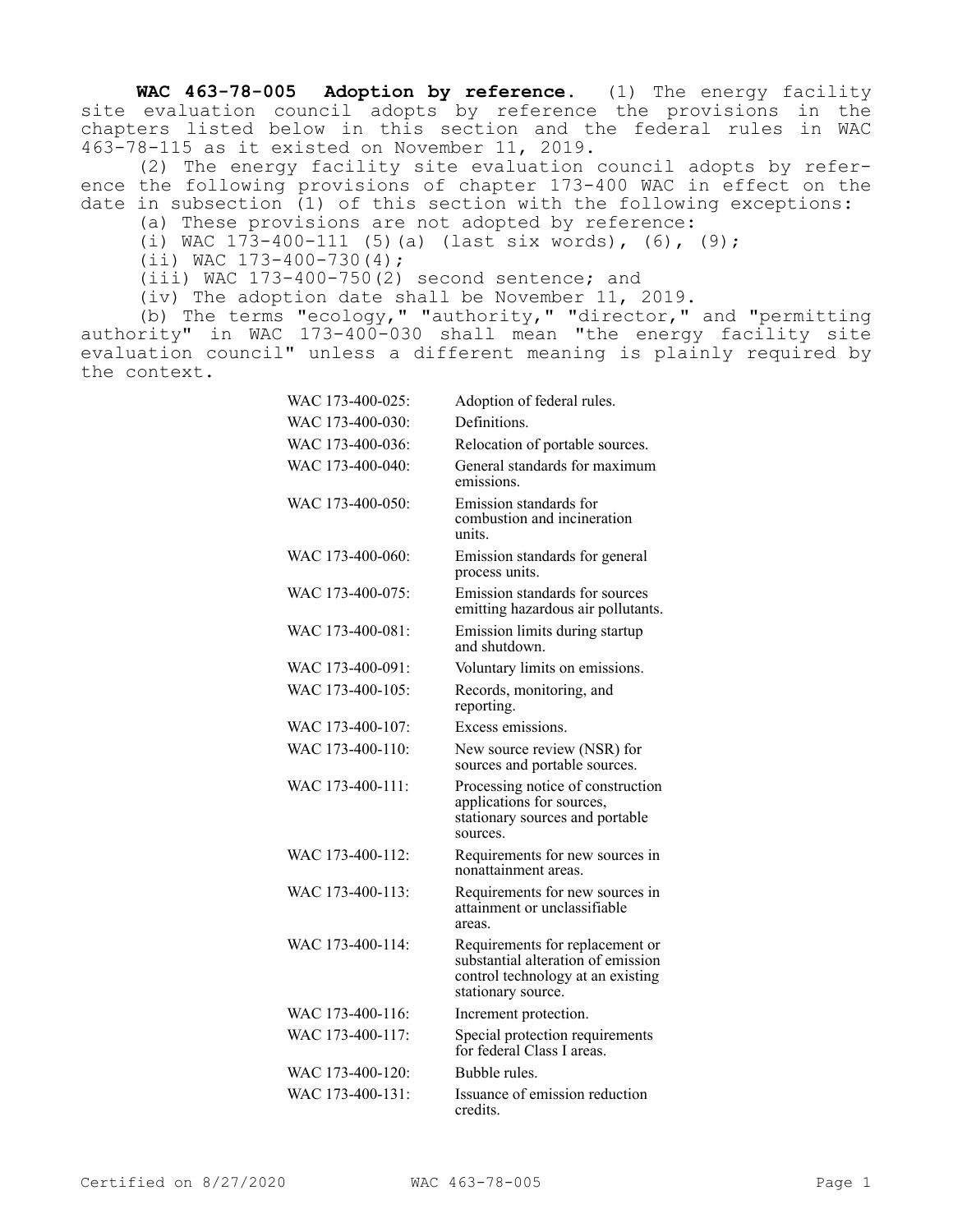**WAC 463-78-005 Adoption by reference.** (1) The energy facility site evaluation council adopts by reference the provisions in the chapters listed below in this section and the federal rules in WAC 463-78-115 as it existed on November 11, 2019.

(2) The energy facility site evaluation council adopts by reference the following provisions of chapter 173-400 WAC in effect on the date in subsection (1) of this section with the following exceptions:

(a) These provisions are not adopted by reference:

(i) WAC 173-400-111 (5)(a) (last six words), (6), (9);

(ii) WAC 173-400-730(4);

(iii) WAC 173-400-750(2) second sentence; and

(iv) The adoption date shall be November 11, 2019.

(b) The terms "ecology," "authority," "director," and "permitting authority" in WAC 173-400-030 shall mean "the energy facility site evaluation council" unless a different meaning is plainly required by the context.

| | |
|---|---|
| WAC 173-400-025: | Adoption of federal rules. |
| WAC 173-400-030: | Definitions. |
| WAC 173-400-036: | Relocation of portable sources. |
| WAC 173-400-040: | General standards for maximum emissions. |
| WAC 173-400-050: | Emission standards for combustion and incineration units. |
| WAC 173-400-060: | Emission standards for general process units. |
| WAC 173-400-075: | Emission standards for sources emitting hazardous air pollutants. |
| WAC 173-400-081: | Emission limits during startup and shutdown. |
| WAC 173-400-091: | Voluntary limits on emissions. |
| WAC 173-400-105: | Records, monitoring, and reporting. |
| WAC 173-400-107: | Excess emissions. |
| WAC 173-400-110: | New source review (NSR) for sources and portable sources. |
| WAC 173-400-111: | Processing notice of construction applications for sources, stationary sources and portable sources. |
| WAC 173-400-112: | Requirements for new sources in nonattainment areas. |
| WAC 173-400-113: | Requirements for new sources in attainment or unclassifiable areas. |
| WAC 173-400-114: | Requirements for replacement or substantial alteration of emission control technology at an existing stationary source. |
| WAC 173-400-116: | Increment protection. |
| WAC 173-400-117: | Special protection requirements for federal Class I areas. |
| WAC 173-400-120: | Bubble rules. |
| WAC 173-400-131: | Issuance of emission reduction credits. |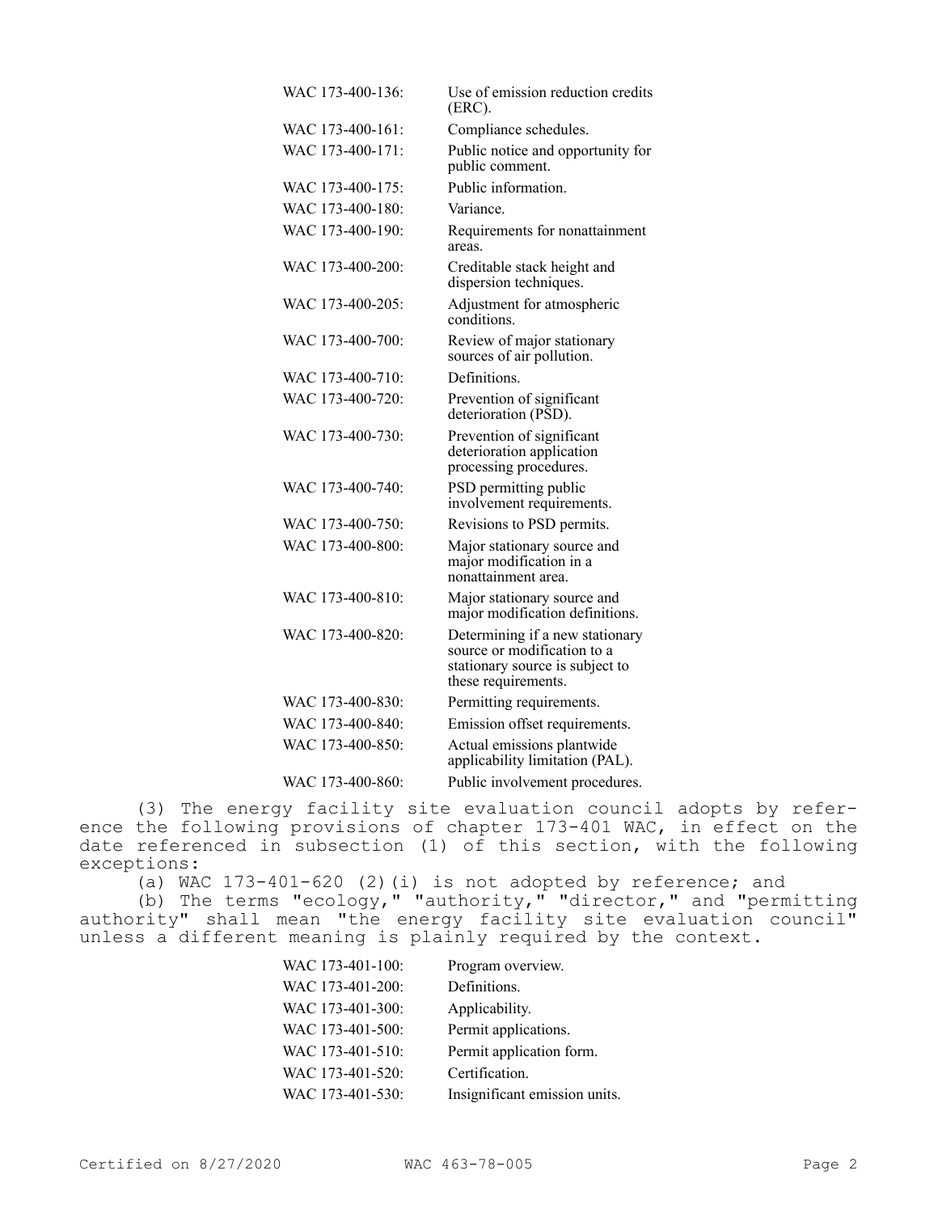| | |
|---|---|
| WAC 173-400-136: | Use of emission reduction credits (ERC). |
| WAC 173-400-161: | Compliance schedules. |
| WAC 173-400-171: | Public notice and opportunity for public comment. |
| WAC 173-400-175: | Public information. |
| WAC 173-400-180: | Variance. |
| WAC 173-400-190: | Requirements for nonattainment areas. |
| WAC 173-400-200: | Creditable stack height and dispersion techniques. |
| WAC 173-400-205: | Adjustment for atmospheric conditions. |
| WAC 173-400-700: | Review of major stationary sources of air pollution. |
| WAC 173-400-710: | Definitions. |
| WAC 173-400-720: | Prevention of significant deterioration (PSD). |
| WAC 173-400-730: | Prevention of significant deterioration application processing procedures. |
| WAC 173-400-740: | PSD permitting public involvement requirements. |
| WAC 173-400-750: | Revisions to PSD permits. |
| WAC 173-400-800: | Major stationary source and major modification in a nonattainment area. |
| WAC 173-400-810: | Major stationary source and major modification definitions. |
| WAC 173-400-820: | Determining if a new stationary source or modification to a stationary source is subject to these requirements. |
| WAC 173-400-830: | Permitting requirements. |
| WAC 173-400-840: | Emission offset requirements. |
| WAC 173-400-850: | Actual emissions plantwide applicability limitation (PAL). |
| WAC 173-400-860: | Public involvement procedures. |

(3) The energy facility site evaluation council adopts by reference the following provisions of chapter 173-401 WAC, in effect on the date referenced in subsection (1) of this section, with the following exceptions:

(a) WAC 173-401-620 (2)(i) is not adopted by reference; and

(b) The terms "ecology," "authority," "director," and "permitting authority" shall mean "the energy facility site evaluation council" unless a different meaning is plainly required by the context.

| | |
|---|---|
| WAC 173-401-100: | Program overview. |
| WAC 173-401-200: | Definitions. |
| WAC 173-401-300: | Applicability. |
| WAC 173-401-500: | Permit applications. |
| WAC 173-401-510: | Permit application form. |
| WAC 173-401-520: | Certification. |
| WAC 173-401-530: | Insignificant emission units. |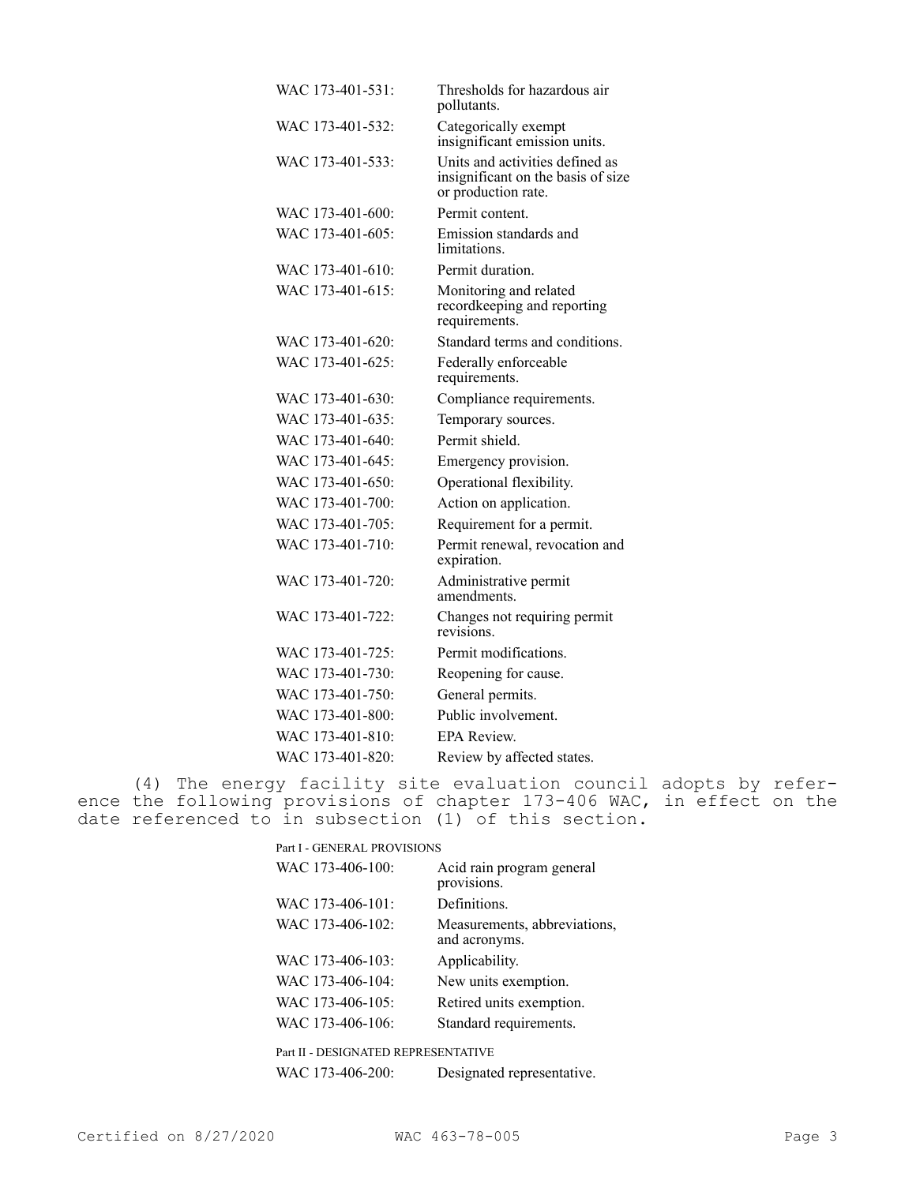| | |
|---|---|
| WAC 173-401-531: | Thresholds for hazardous air pollutants. |
| WAC 173-401-532: | Categorically exempt insignificant emission units. |
| WAC 173-401-533: | Units and activities defined as insignificant on the basis of size or production rate. |
| WAC 173-401-600: | Permit content. |
| WAC 173-401-605: | Emission standards and limitations. |
| WAC 173-401-610: | Permit duration. |
| WAC 173-401-615: | Monitoring and related recordkeeping and reporting requirements. |
| WAC 173-401-620: | Standard terms and conditions. |
| WAC 173-401-625: | Federally enforceable requirements. |
| WAC 173-401-630: | Compliance requirements. |
| WAC 173-401-635: | Temporary sources. |
| WAC 173-401-640: | Permit shield. |
| WAC 173-401-645: | Emergency provision. |
| WAC 173-401-650: | Operational flexibility. |
| WAC 173-401-700: | Action on application. |
| WAC 173-401-705: | Requirement for a permit. |
| WAC 173-401-710: | Permit renewal, revocation and expiration. |
| WAC 173-401-720: | Administrative permit amendments. |
| WAC 173-401-722: | Changes not requiring permit revisions. |
| WAC 173-401-725: | Permit modifications. |
| WAC 173-401-730: | Reopening for cause. |
| WAC 173-401-750: | General permits. |
| WAC 173-401-800: | Public involvement. |
| WAC 173-401-810: | EPA Review. |
| WAC 173-401-820: | Review by affected states. |

(4) The energy facility site evaluation council adopts by reference the following provisions of chapter 173-406 WAC, in effect on the date referenced to in subsection (1) of this section.

Part I - GENERAL PROVISIONS

| | |
|---|---|
| WAC 173-406-100: | Acid rain program general provisions. |
| WAC 173-406-101: | Definitions. |
| WAC 173-406-102: | Measurements, abbreviations, and acronyms. |
| WAC 173-406-103: | Applicability. |
| WAC 173-406-104: | New units exemption. |
| WAC 173-406-105: | Retired units exemption. |
| WAC 173-406-106: | Standard requirements. |

Part II - DESIGNATED REPRESENTATIVE

| | |
|---|---|
| WAC 173-406-200: | Designated representative. |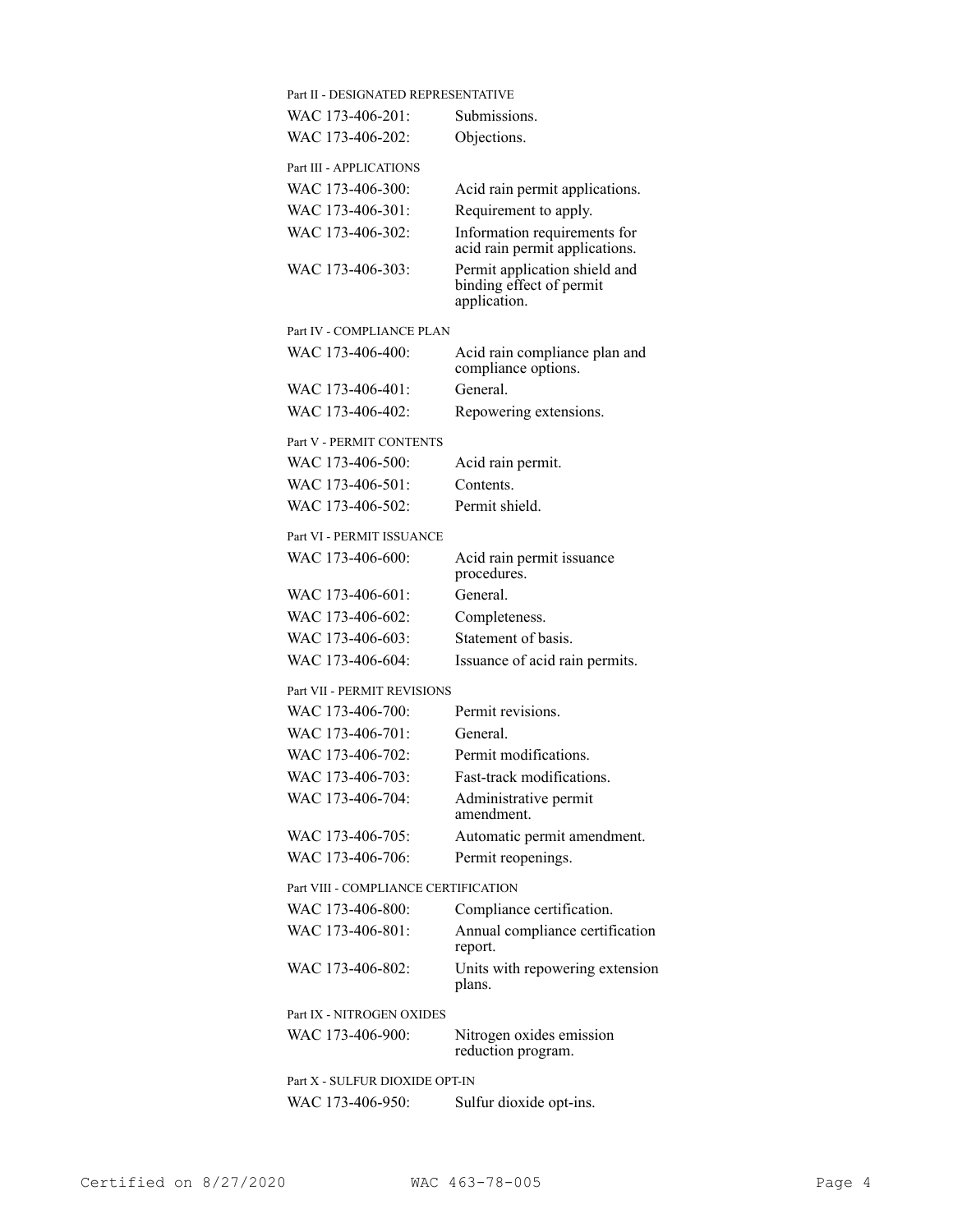Part II - DESIGNATED REPRESENTATIVE

| | |
|---|---|
| WAC 173-406-201: | Submissions. |
| WAC 173-406-202: | Objections. |

Part III - APPLICATIONS

| | |
|---|---|
| WAC 173-406-300: | Acid rain permit applications. |
| WAC 173-406-301: | Requirement to apply. |
| WAC 173-406-302: | Information requirements for acid rain permit applications. |
| WAC 173-406-303: | Permit application shield and binding effect of permit application. |

Part IV - COMPLIANCE PLAN

| | |
|---|---|
| WAC 173-406-400: | Acid rain compliance plan and compliance options. |
| WAC 173-406-401: | General. |
| WAC 173-406-402: | Repowering extensions. |

Part V - PERMIT CONTENTS

| | |
|---|---|
| WAC 173-406-500: | Acid rain permit. |
| WAC 173-406-501: | Contents. |
| WAC 173-406-502: | Permit shield. |

Part VI - PERMIT ISSUANCE

| | |
|---|---|
| WAC 173-406-600: | Acid rain permit issuance procedures. |
| WAC 173-406-601: | General. |
| WAC 173-406-602: | Completeness. |
| WAC 173-406-603: | Statement of basis. |
| WAC 173-406-604: | Issuance of acid rain permits. |

Part VII - PERMIT REVISIONS

| | |
|---|---|
| WAC 173-406-700: | Permit revisions. |
| WAC 173-406-701: | General. |
| WAC 173-406-702: | Permit modifications. |
| WAC 173-406-703: | Fast-track modifications. |
| WAC 173-406-704: | Administrative permit amendment. |
| WAC 173-406-705: | Automatic permit amendment. |
| WAC 173-406-706: | Permit reopenings. |

Part VIII - COMPLIANCE CERTIFICATION

| | |
|---|---|
| WAC 173-406-800: | Compliance certification. |
| WAC 173-406-801: | Annual compliance certification report. |
| WAC 173-406-802: | Units with repowering extension plans. |

Part IX - NITROGEN OXIDES

| | |
|---|---|
| WAC 173-406-900: | Nitrogen oxides emission reduction program. |

Part X - SULFUR DIOXIDE OPT-IN

| | |
|---|---|
| WAC 173-406-950: | Sulfur dioxide opt-ins. |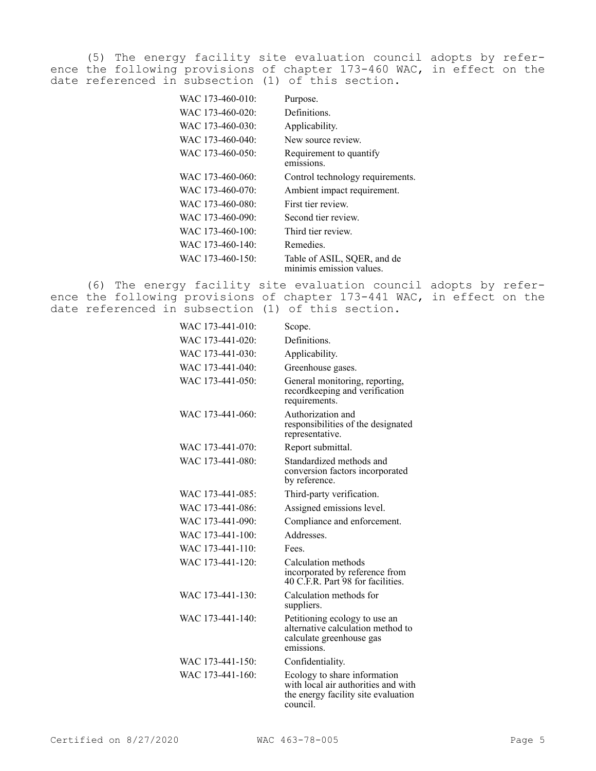(5) The energy facility site evaluation council adopts by reference the following provisions of chapter 173-460 WAC, in effect on the date referenced in subsection (1) of this section.

| | |
|---|---|
| WAC 173-460-010: | Purpose. |
| WAC 173-460-020: | Definitions. |
| WAC 173-460-030: | Applicability. |
| WAC 173-460-040: | New source review. |
| WAC 173-460-050: | Requirement to quantify emissions. |
| WAC 173-460-060: | Control technology requirements. |
| WAC 173-460-070: | Ambient impact requirement. |
| WAC 173-460-080: | First tier review. |
| WAC 173-460-090: | Second tier review. |
| WAC 173-460-100: | Third tier review. |
| WAC 173-460-140: | Remedies. |
| WAC 173-460-150: | Table of ASIL, SQER, and de minimis emission values. |

(6) The energy facility site evaluation council adopts by reference the following provisions of chapter 173-441 WAC, in effect on the date referenced in subsection (1) of this section.

| | |
|---|---|
| WAC 173-441-010: | Scope. |
| WAC 173-441-020: | Definitions. |
| WAC 173-441-030: | Applicability. |
| WAC 173-441-040: | Greenhouse gases. |
| WAC 173-441-050: | General monitoring, reporting, recordkeeping and verification requirements. |
| WAC 173-441-060: | Authorization and responsibilities of the designated representative. |
| WAC 173-441-070: | Report submittal. |
| WAC 173-441-080: | Standardized methods and conversion factors incorporated by reference. |
| WAC 173-441-085: | Third-party verification. |
| WAC 173-441-086: | Assigned emissions level. |
| WAC 173-441-090: | Compliance and enforcement. |
| WAC 173-441-100: | Addresses. |
| WAC 173-441-110: | Fees. |
| WAC 173-441-120: | Calculation methods incorporated by reference from 40 C.F.R. Part 98 for facilities. |
| WAC 173-441-130: | Calculation methods for suppliers. |
| WAC 173-441-140: | Petitioning ecology to use an alternative calculation method to calculate greenhouse gas emissions. |
| WAC 173-441-150: | Confidentiality. |
| WAC 173-441-160: | Ecology to share information with local air authorities and with the energy facility site evaluation council. |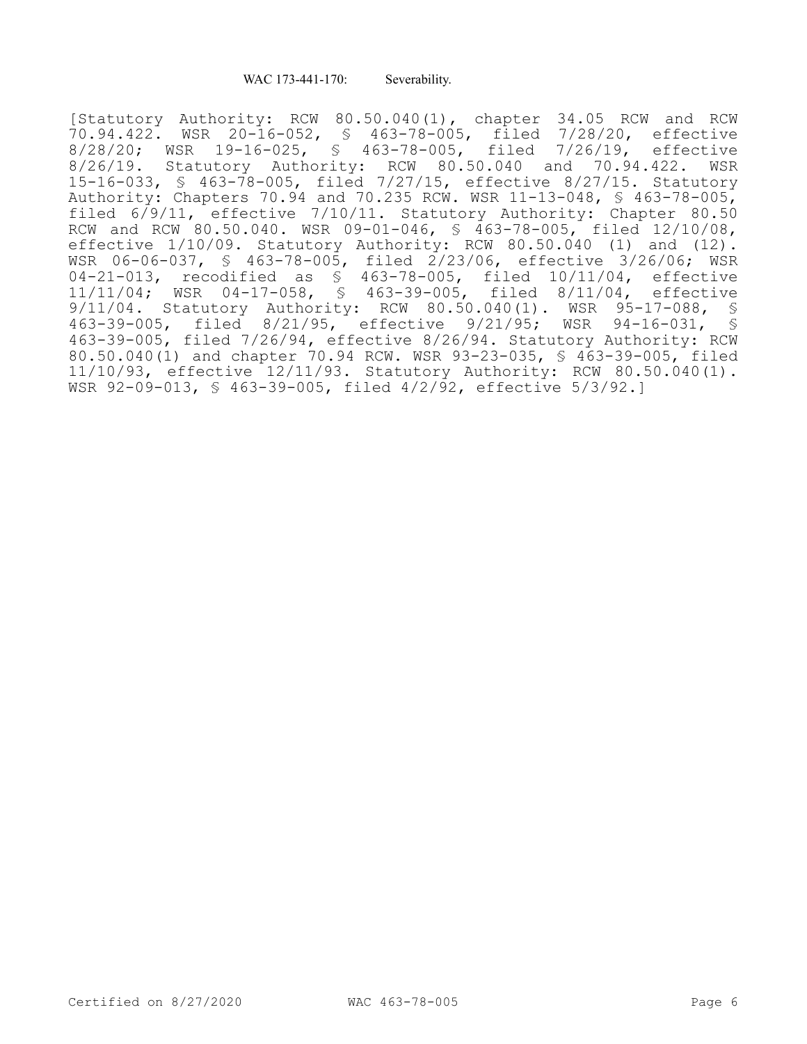[Statutory Authority: RCW 80.50.040(1), chapter 34.05 RCW and RCW 70.94.422. WSR 20-16-052, § 463-78-005, filed 7/28/20, effective 8/28/20; WSR 19-16-025, § 463-78-005, filed 7/26/19, effective 8/26/19. Statutory Authority: RCW 80.50.040 and 70.94.422. WSR 15-16-033, § 463-78-005, filed 7/27/15, effective 8/27/15. Statutory Authority: Chapters 70.94 and 70.235 RCW. WSR 11-13-048, § 463-78-005, filed 6/9/11, effective 7/10/11. Statutory Authority: Chapter 80.50 RCW and RCW 80.50.040. WSR 09-01-046, § 463-78-005, filed 12/10/08, effective 1/10/09. Statutory Authority: RCW 80.50.040 (1) and (12). WSR 06-06-037, § 463-78-005, filed 2/23/06, effective 3/26/06; WSR 04-21-013, recodified as § 463-78-005, filed 10/11/04, effective 11/11/04; WSR 04-17-058, § 463-39-005, filed 8/11/04, effective 9/11/04. Statutory Authority: RCW 80.50.040(1). WSR 95-17-088, § 463-39-005, filed 8/21/95, effective 9/21/95; WSR 94-16-031, § 463-39-005, filed 7/26/94, effective 8/26/94. Statutory Authority: RCW 80.50.040(1) and chapter 70.94 RCW. WSR 93-23-035, § 463-39-005, filed 11/10/93, effective 12/11/93. Statutory Authority: RCW 80.50.040(1). WSR 92-09-013, § 463-39-005, filed 4/2/92, effective 5/3/92.]